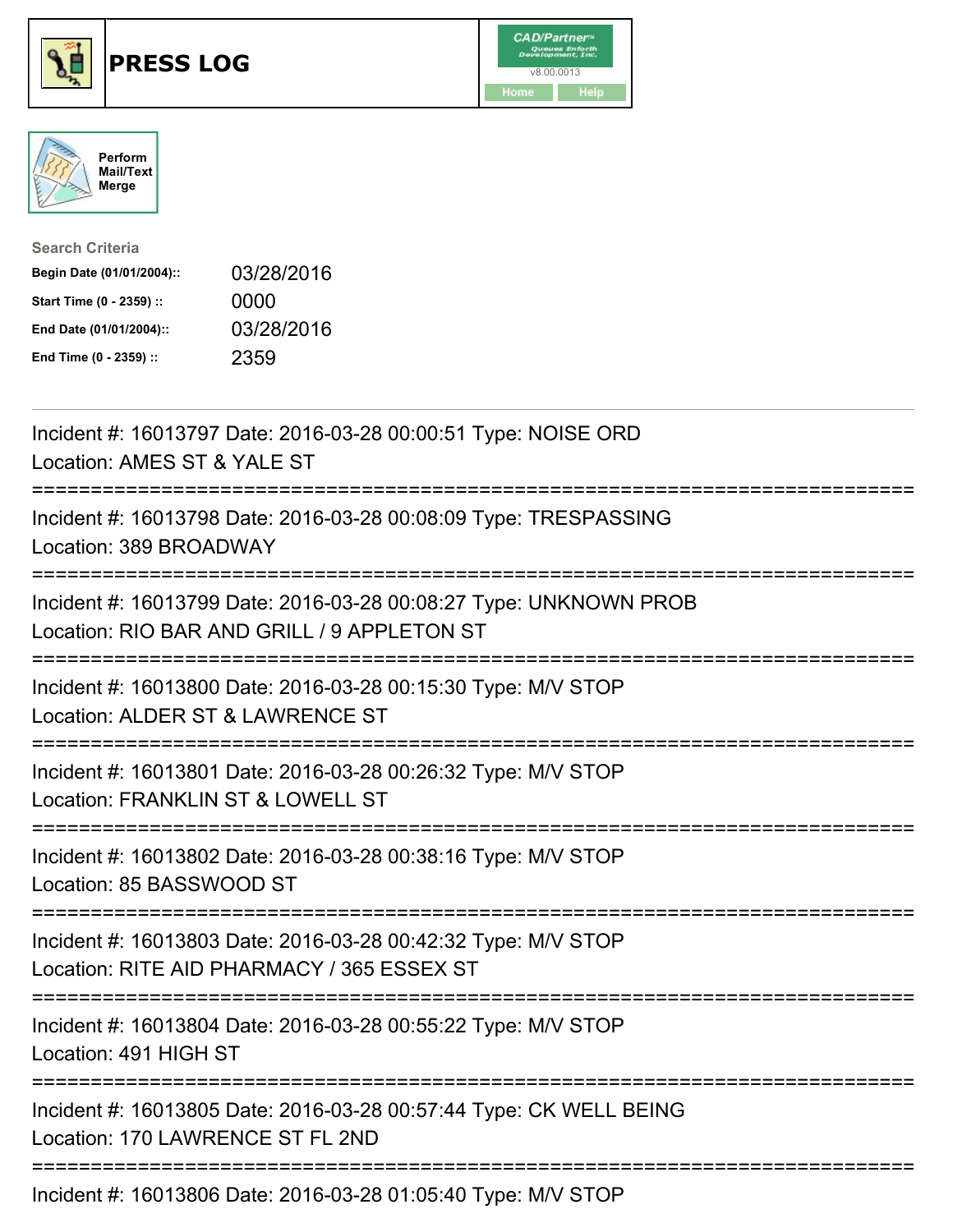# PRESS LOG

CAD/Partner™ v8.00.0013

Home | Help

Perform Mail/Text Merge

**Search Criteria**

| | |
|---|---|
| **Begin Date (01/01/2004)::** | 03/28/2016 |
| **Start Time (0 - 2359) ::** | 0000 |
| **End Date (01/01/2004)::** | 03/28/2016 |
| **End Time (0 - 2359) ::** | 2359 |

---

Incident #: 16013797 Date: 2016-03-28 00:00:51 Type: NOISE ORD
Location: AMES ST & YALE ST

===========================================================================

Incident #: 16013798 Date: 2016-03-28 00:08:09 Type: TRESPASSING
Location: 389 BROADWAY

===========================================================================

Incident #: 16013799 Date: 2016-03-28 00:08:27 Type: UNKNOWN PROB
Location: RIO BAR AND GRILL / 9 APPLETON ST

===========================================================================

Incident #: 16013800 Date: 2016-03-28 00:15:30 Type: M/V STOP
Location: ALDER ST & LAWRENCE ST

===========================================================================

Incident #: 16013801 Date: 2016-03-28 00:26:32 Type: M/V STOP
Location: FRANKLIN ST & LOWELL ST

===========================================================================

Incident #: 16013802 Date: 2016-03-28 00:38:16 Type: M/V STOP
Location: 85 BASSWOOD ST

===========================================================================

Incident #: 16013803 Date: 2016-03-28 00:42:32 Type: M/V STOP
Location: RITE AID PHARMACY / 365 ESSEX ST

===========================================================================

Incident #: 16013804 Date: 2016-03-28 00:55:22 Type: M/V STOP
Location: 491 HIGH ST

===========================================================================

Incident #: 16013805 Date: 2016-03-28 00:57:44 Type: CK WELL BEING
Location: 170 LAWRENCE ST FL 2ND

===========================================================================

Incident #: 16013806 Date: 2016-03-28 01:05:40 Type: M/V STOP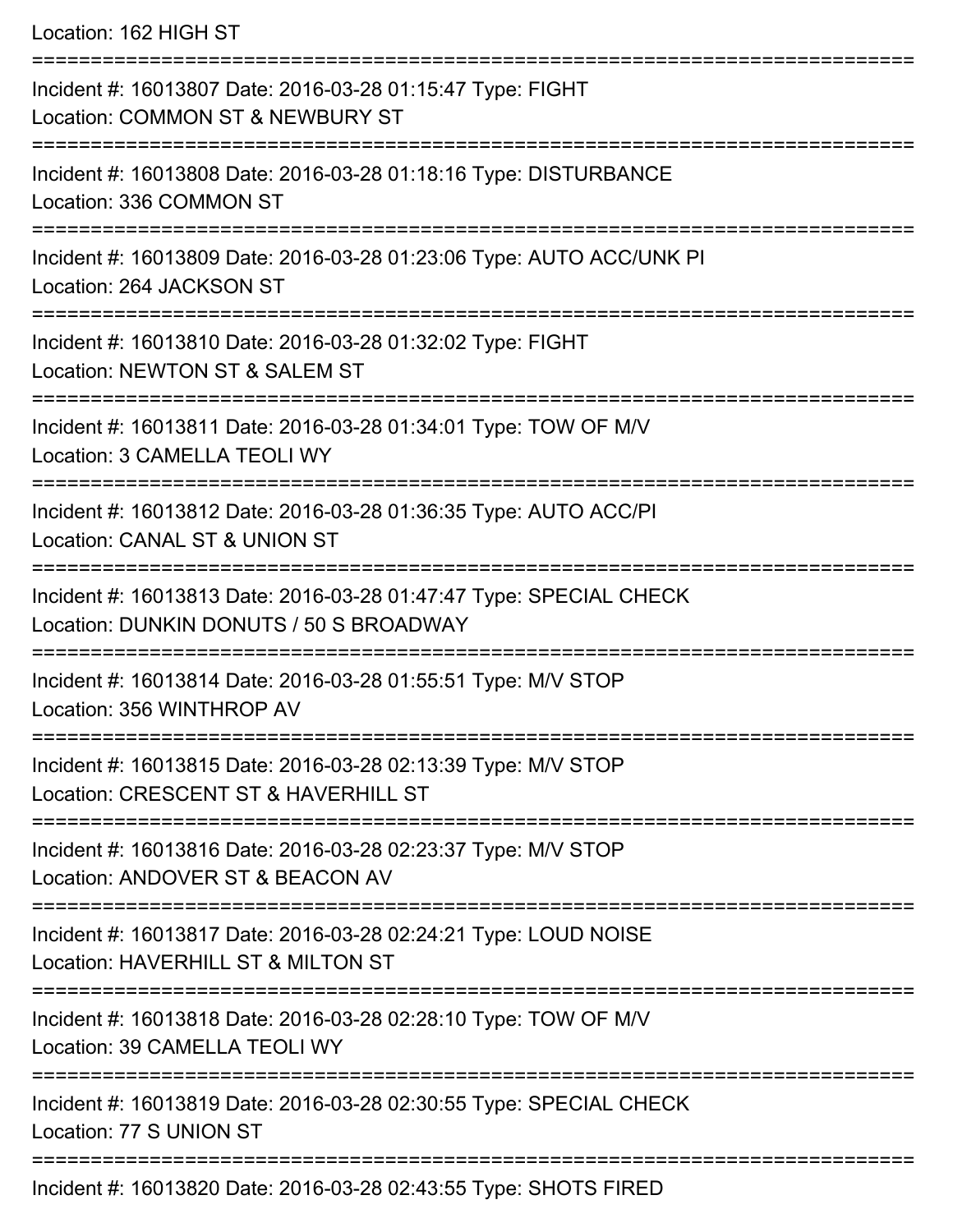Location: 162 HIGH ST

===========================================================================

Incident #: 16013807 Date: 2016-03-28 01:15:47 Type: FIGHT
Location: COMMON ST & NEWBURY ST

===========================================================================

Incident #: 16013808 Date: 2016-03-28 01:18:16 Type: DISTURBANCE
Location: 336 COMMON ST

===========================================================================

Incident #: 16013809 Date: 2016-03-28 01:23:06 Type: AUTO ACC/UNK PI
Location: 264 JACKSON ST

===========================================================================

Incident #: 16013810 Date: 2016-03-28 01:32:02 Type: FIGHT
Location: NEWTON ST & SALEM ST

===========================================================================

Incident #: 16013811 Date: 2016-03-28 01:34:01 Type: TOW OF M/V
Location: 3 CAMELLA TEOLI WY

===========================================================================

Incident #: 16013812 Date: 2016-03-28 01:36:35 Type: AUTO ACC/PI
Location: CANAL ST & UNION ST

===========================================================================

Incident #: 16013813 Date: 2016-03-28 01:47:47 Type: SPECIAL CHECK
Location: DUNKIN DONUTS / 50 S BROADWAY

===========================================================================

Incident #: 16013814 Date: 2016-03-28 01:55:51 Type: M/V STOP
Location: 356 WINTHROP AV

===========================================================================

Incident #: 16013815 Date: 2016-03-28 02:13:39 Type: M/V STOP
Location: CRESCENT ST & HAVERHILL ST

===========================================================================

Incident #: 16013816 Date: 2016-03-28 02:23:37 Type: M/V STOP
Location: ANDOVER ST & BEACON AV

===========================================================================

Incident #: 16013817 Date: 2016-03-28 02:24:21 Type: LOUD NOISE
Location: HAVERHILL ST & MILTON ST

===========================================================================

Incident #: 16013818 Date: 2016-03-28 02:28:10 Type: TOW OF M/V
Location: 39 CAMELLA TEOLI WY

===========================================================================

Incident #: 16013819 Date: 2016-03-28 02:30:55 Type: SPECIAL CHECK
Location: 77 S UNION ST

===========================================================================

Incident #: 16013820 Date: 2016-03-28 02:43:55 Type: SHOTS FIRED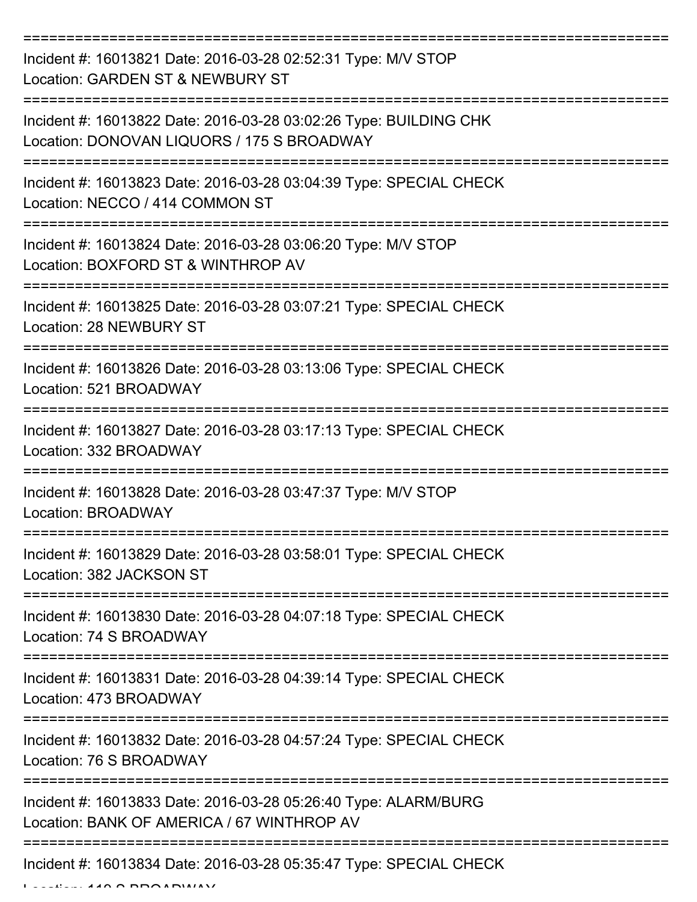===========================================================================

Incident #: 16013821 Date: 2016-03-28 02:52:31 Type: M/V STOP
Location: GARDEN ST & NEWBURY ST

===========================================================================

Incident #: 16013822 Date: 2016-03-28 03:02:26 Type: BUILDING CHK
Location: DONOVAN LIQUORS / 175 S BROADWAY

===========================================================================

Incident #: 16013823 Date: 2016-03-28 03:04:39 Type: SPECIAL CHECK
Location: NECCO / 414 COMMON ST

===========================================================================

Incident #: 16013824 Date: 2016-03-28 03:06:20 Type: M/V STOP
Location: BOXFORD ST & WINTHROP AV

===========================================================================

Incident #: 16013825 Date: 2016-03-28 03:07:21 Type: SPECIAL CHECK
Location: 28 NEWBURY ST

===========================================================================

Incident #: 16013826 Date: 2016-03-28 03:13:06 Type: SPECIAL CHECK
Location: 521 BROADWAY

===========================================================================

Incident #: 16013827 Date: 2016-03-28 03:17:13 Type: SPECIAL CHECK
Location: 332 BROADWAY

===========================================================================

Incident #: 16013828 Date: 2016-03-28 03:47:37 Type: M/V STOP
Location: BROADWAY

===========================================================================

Incident #: 16013829 Date: 2016-03-28 03:58:01 Type: SPECIAL CHECK
Location: 382 JACKSON ST

===========================================================================

Incident #: 16013830 Date: 2016-03-28 04:07:18 Type: SPECIAL CHECK
Location: 74 S BROADWAY

===========================================================================

Incident #: 16013831 Date: 2016-03-28 04:39:14 Type: SPECIAL CHECK
Location: 473 BROADWAY

===========================================================================

Incident #: 16013832 Date: 2016-03-28 04:57:24 Type: SPECIAL CHECK
Location: 76 S BROADWAY

===========================================================================

Incident #: 16013833 Date: 2016-03-28 05:26:40 Type: ALARM/BURG
Location: BANK OF AMERICA / 67 WINTHROP AV

===========================================================================

Incident #: 16013834 Date: 2016-03-28 05:35:47 Type: SPECIAL CHECK
Location: 110 S BROADWAY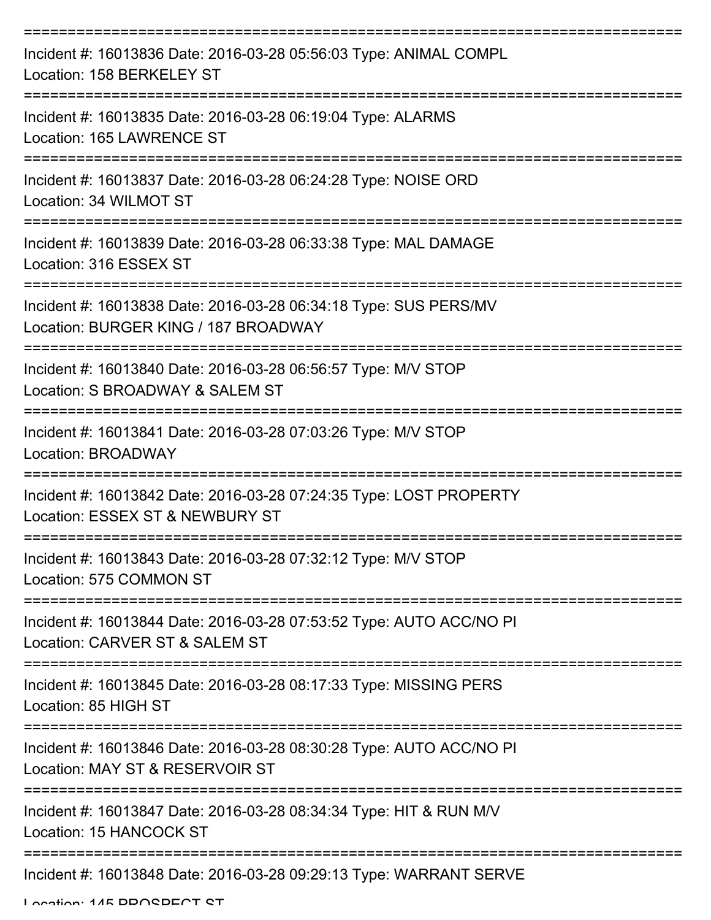===========================================================================

Incident #: 16013836 Date: 2016-03-28 05:56:03 Type: ANIMAL COMPL
Location: 158 BERKELEY ST

===========================================================================

Incident #: 16013835 Date: 2016-03-28 06:19:04 Type: ALARMS
Location: 165 LAWRENCE ST

===========================================================================

Incident #: 16013837 Date: 2016-03-28 06:24:28 Type: NOISE ORD
Location: 34 WILMOT ST

===========================================================================

Incident #: 16013839 Date: 2016-03-28 06:33:38 Type: MAL DAMAGE
Location: 316 ESSEX ST

===========================================================================

Incident #: 16013838 Date: 2016-03-28 06:34:18 Type: SUS PERS/MV
Location: BURGER KING / 187 BROADWAY

===========================================================================

Incident #: 16013840 Date: 2016-03-28 06:56:57 Type: M/V STOP
Location: S BROADWAY & SALEM ST

===========================================================================

Incident #: 16013841 Date: 2016-03-28 07:03:26 Type: M/V STOP
Location: BROADWAY

===========================================================================

Incident #: 16013842 Date: 2016-03-28 07:24:35 Type: LOST PROPERTY
Location: ESSEX ST & NEWBURY ST

===========================================================================

Incident #: 16013843 Date: 2016-03-28 07:32:12 Type: M/V STOP
Location: 575 COMMON ST

===========================================================================

Incident #: 16013844 Date: 2016-03-28 07:53:52 Type: AUTO ACC/NO PI
Location: CARVER ST & SALEM ST

===========================================================================

Incident #: 16013845 Date: 2016-03-28 08:17:33 Type: MISSING PERS
Location: 85 HIGH ST

===========================================================================

Incident #: 16013846 Date: 2016-03-28 08:30:28 Type: AUTO ACC/NO PI
Location: MAY ST & RESERVOIR ST

===========================================================================

Incident #: 16013847 Date: 2016-03-28 08:34:34 Type: HIT & RUN M/V
Location: 15 HANCOCK ST

===========================================================================

Incident #: 16013848 Date: 2016-03-28 09:29:13 Type: WARRANT SERVE
Location: 145 PROSPECT ST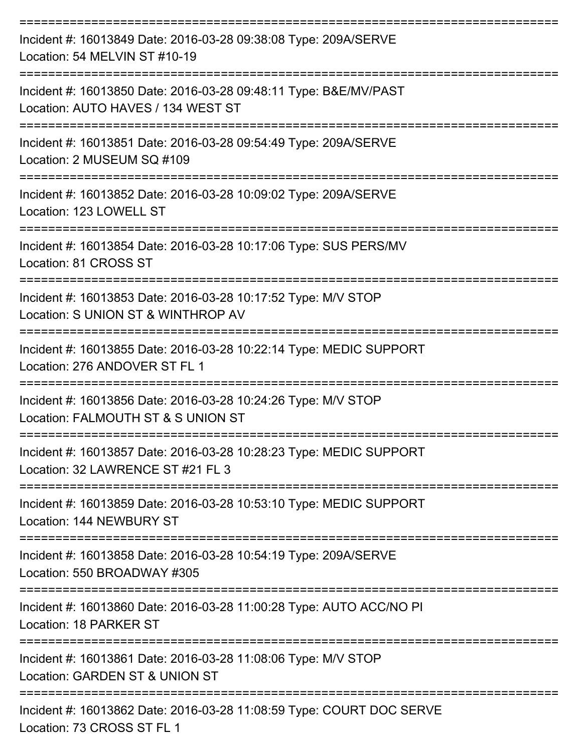===========================================================================

Incident #: 16013849 Date: 2016-03-28 09:38:08 Type: 209A/SERVE
Location: 54 MELVIN ST #10-19

===========================================================================

Incident #: 16013850 Date: 2016-03-28 09:48:11 Type: B&E/MV/PAST
Location: AUTO HAVES / 134 WEST ST

===========================================================================

Incident #: 16013851 Date: 2016-03-28 09:54:49 Type: 209A/SERVE
Location: 2 MUSEUM SQ #109

===========================================================================

Incident #: 16013852 Date: 2016-03-28 10:09:02 Type: 209A/SERVE
Location: 123 LOWELL ST

===========================================================================

Incident #: 16013854 Date: 2016-03-28 10:17:06 Type: SUS PERS/MV
Location: 81 CROSS ST

===========================================================================

Incident #: 16013853 Date: 2016-03-28 10:17:52 Type: M/V STOP
Location: S UNION ST & WINTHROP AV

===========================================================================

Incident #: 16013855 Date: 2016-03-28 10:22:14 Type: MEDIC SUPPORT
Location: 276 ANDOVER ST FL 1

===========================================================================

Incident #: 16013856 Date: 2016-03-28 10:24:26 Type: M/V STOP
Location: FALMOUTH ST & S UNION ST

===========================================================================

Incident #: 16013857 Date: 2016-03-28 10:28:23 Type: MEDIC SUPPORT
Location: 32 LAWRENCE ST #21 FL 3

===========================================================================

Incident #: 16013859 Date: 2016-03-28 10:53:10 Type: MEDIC SUPPORT
Location: 144 NEWBURY ST

===========================================================================

Incident #: 16013858 Date: 2016-03-28 10:54:19 Type: 209A/SERVE
Location: 550 BROADWAY #305

===========================================================================

Incident #: 16013860 Date: 2016-03-28 11:00:28 Type: AUTO ACC/NO PI
Location: 18 PARKER ST

===========================================================================

Incident #: 16013861 Date: 2016-03-28 11:08:06 Type: M/V STOP
Location: GARDEN ST & UNION ST

===========================================================================

Incident #: 16013862 Date: 2016-03-28 11:08:59 Type: COURT DOC SERVE
Location: 73 CROSS ST FL 1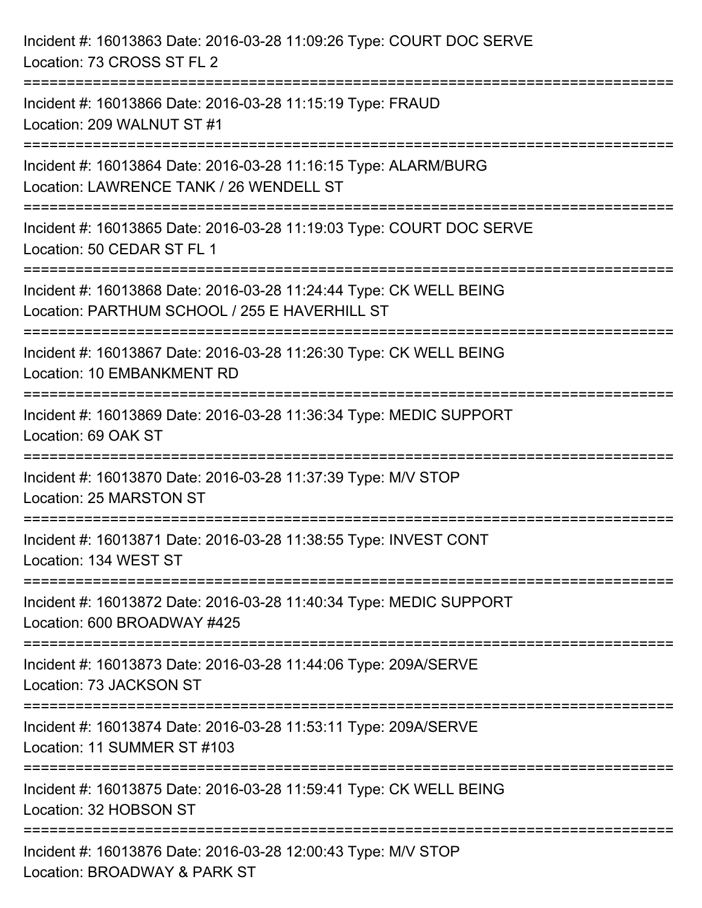Incident #: 16013863 Date: 2016-03-28 11:09:26 Type: COURT DOC SERVE
Location: 73 CROSS ST FL 2

===========================================================================

Incident #: 16013866 Date: 2016-03-28 11:15:19 Type: FRAUD
Location: 209 WALNUT ST #1

===========================================================================

Incident #: 16013864 Date: 2016-03-28 11:16:15 Type: ALARM/BURG
Location: LAWRENCE TANK / 26 WENDELL ST

===========================================================================

Incident #: 16013865 Date: 2016-03-28 11:19:03 Type: COURT DOC SERVE
Location: 50 CEDAR ST FL 1

===========================================================================

Incident #: 16013868 Date: 2016-03-28 11:24:44 Type: CK WELL BEING
Location: PARTHUM SCHOOL / 255 E HAVERHILL ST

===========================================================================

Incident #: 16013867 Date: 2016-03-28 11:26:30 Type: CK WELL BEING
Location: 10 EMBANKMENT RD

===========================================================================

Incident #: 16013869 Date: 2016-03-28 11:36:34 Type: MEDIC SUPPORT
Location: 69 OAK ST

===========================================================================

Incident #: 16013870 Date: 2016-03-28 11:37:39 Type: M/V STOP
Location: 25 MARSTON ST

===========================================================================

Incident #: 16013871 Date: 2016-03-28 11:38:55 Type: INVEST CONT
Location: 134 WEST ST

===========================================================================

Incident #: 16013872 Date: 2016-03-28 11:40:34 Type: MEDIC SUPPORT
Location: 600 BROADWAY #425

===========================================================================

Incident #: 16013873 Date: 2016-03-28 11:44:06 Type: 209A/SERVE
Location: 73 JACKSON ST

===========================================================================

Incident #: 16013874 Date: 2016-03-28 11:53:11 Type: 209A/SERVE
Location: 11 SUMMER ST #103

===========================================================================

Incident #: 16013875 Date: 2016-03-28 11:59:41 Type: CK WELL BEING
Location: 32 HOBSON ST

===========================================================================

Incident #: 16013876 Date: 2016-03-28 12:00:43 Type: M/V STOP
Location: BROADWAY & PARK ST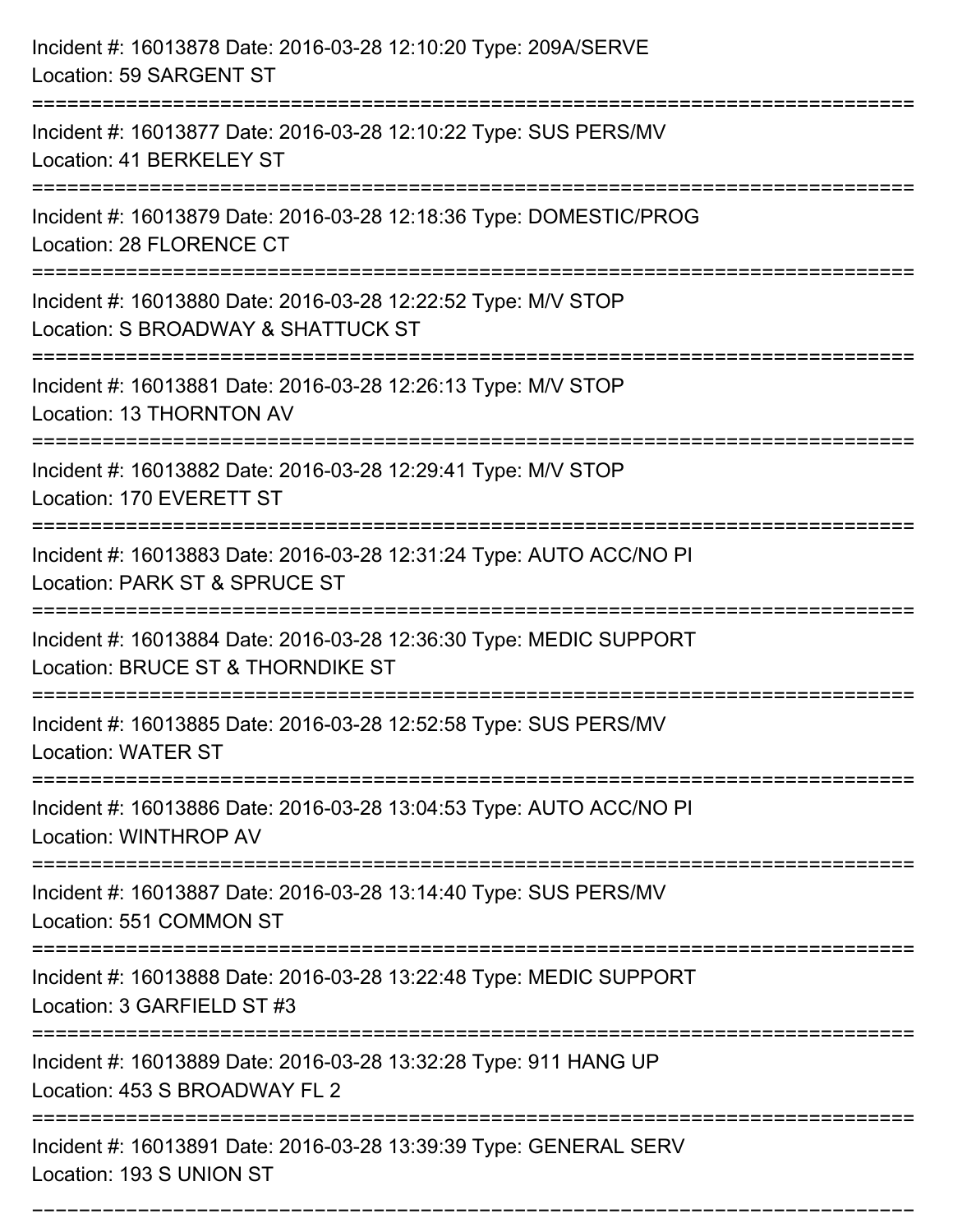Incident #: 16013878 Date: 2016-03-28 12:10:20 Type: 209A/SERVE
Location: 59 SARGENT ST

===========================================================================

Incident #: 16013877 Date: 2016-03-28 12:10:22 Type: SUS PERS/MV
Location: 41 BERKELEY ST

===========================================================================

Incident #: 16013879 Date: 2016-03-28 12:18:36 Type: DOMESTIC/PROG
Location: 28 FLORENCE CT

===========================================================================

Incident #: 16013880 Date: 2016-03-28 12:22:52 Type: M/V STOP
Location: S BROADWAY & SHATTUCK ST

===========================================================================

Incident #: 16013881 Date: 2016-03-28 12:26:13 Type: M/V STOP
Location: 13 THORNTON AV

===========================================================================

Incident #: 16013882 Date: 2016-03-28 12:29:41 Type: M/V STOP
Location: 170 EVERETT ST

===========================================================================

Incident #: 16013883 Date: 2016-03-28 12:31:24 Type: AUTO ACC/NO PI
Location: PARK ST & SPRUCE ST

===========================================================================

Incident #: 16013884 Date: 2016-03-28 12:36:30 Type: MEDIC SUPPORT
Location: BRUCE ST & THORNDIKE ST

===========================================================================

Incident #: 16013885 Date: 2016-03-28 12:52:58 Type: SUS PERS/MV
Location: WATER ST

===========================================================================

Incident #: 16013886 Date: 2016-03-28 13:04:53 Type: AUTO ACC/NO PI
Location: WINTHROP AV

===========================================================================

Incident #: 16013887 Date: 2016-03-28 13:14:40 Type: SUS PERS/MV
Location: 551 COMMON ST

===========================================================================

Incident #: 16013888 Date: 2016-03-28 13:22:48 Type: MEDIC SUPPORT
Location: 3 GARFIELD ST #3

===========================================================================

Incident #: 16013889 Date: 2016-03-28 13:32:28 Type: 911 HANG UP
Location: 453 S BROADWAY FL 2

===========================================================================

Incident #: 16013891 Date: 2016-03-28 13:39:39 Type: GENERAL SERV
Location: 193 S UNION ST

===========================================================================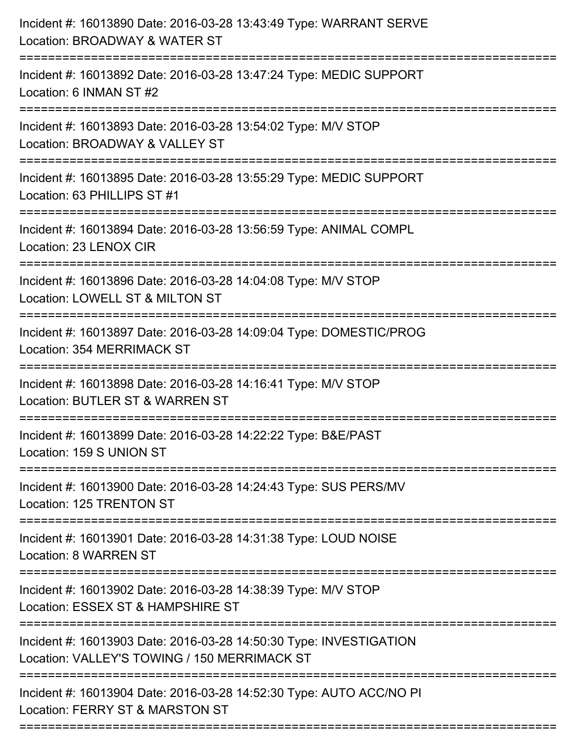Incident #: 16013890 Date: 2016-03-28 13:43:49 Type: WARRANT SERVE
Location: BROADWAY & WATER ST

===========================================================================

Incident #: 16013892 Date: 2016-03-28 13:47:24 Type: MEDIC SUPPORT
Location: 6 INMAN ST #2

===========================================================================

Incident #: 16013893 Date: 2016-03-28 13:54:02 Type: M/V STOP
Location: BROADWAY & VALLEY ST

===========================================================================

Incident #: 16013895 Date: 2016-03-28 13:55:29 Type: MEDIC SUPPORT
Location: 63 PHILLIPS ST #1

===========================================================================

Incident #: 16013894 Date: 2016-03-28 13:56:59 Type: ANIMAL COMPL
Location: 23 LENOX CIR

===========================================================================

Incident #: 16013896 Date: 2016-03-28 14:04:08 Type: M/V STOP
Location: LOWELL ST & MILTON ST

===========================================================================

Incident #: 16013897 Date: 2016-03-28 14:09:04 Type: DOMESTIC/PROG
Location: 354 MERRIMACK ST

===========================================================================

Incident #: 16013898 Date: 2016-03-28 14:16:41 Type: M/V STOP
Location: BUTLER ST & WARREN ST

===========================================================================

Incident #: 16013899 Date: 2016-03-28 14:22:22 Type: B&E/PAST
Location: 159 S UNION ST

===========================================================================

Incident #: 16013900 Date: 2016-03-28 14:24:43 Type: SUS PERS/MV
Location: 125 TRENTON ST

===========================================================================

Incident #: 16013901 Date: 2016-03-28 14:31:38 Type: LOUD NOISE
Location: 8 WARREN ST

===========================================================================

Incident #: 16013902 Date: 2016-03-28 14:38:39 Type: M/V STOP
Location: ESSEX ST & HAMPSHIRE ST

===========================================================================

Incident #: 16013903 Date: 2016-03-28 14:50:30 Type: INVESTIGATION
Location: VALLEY'S TOWING / 150 MERRIMACK ST

===========================================================================

Incident #: 16013904 Date: 2016-03-28 14:52:30 Type: AUTO ACC/NO PI
Location: FERRY ST & MARSTON ST

===========================================================================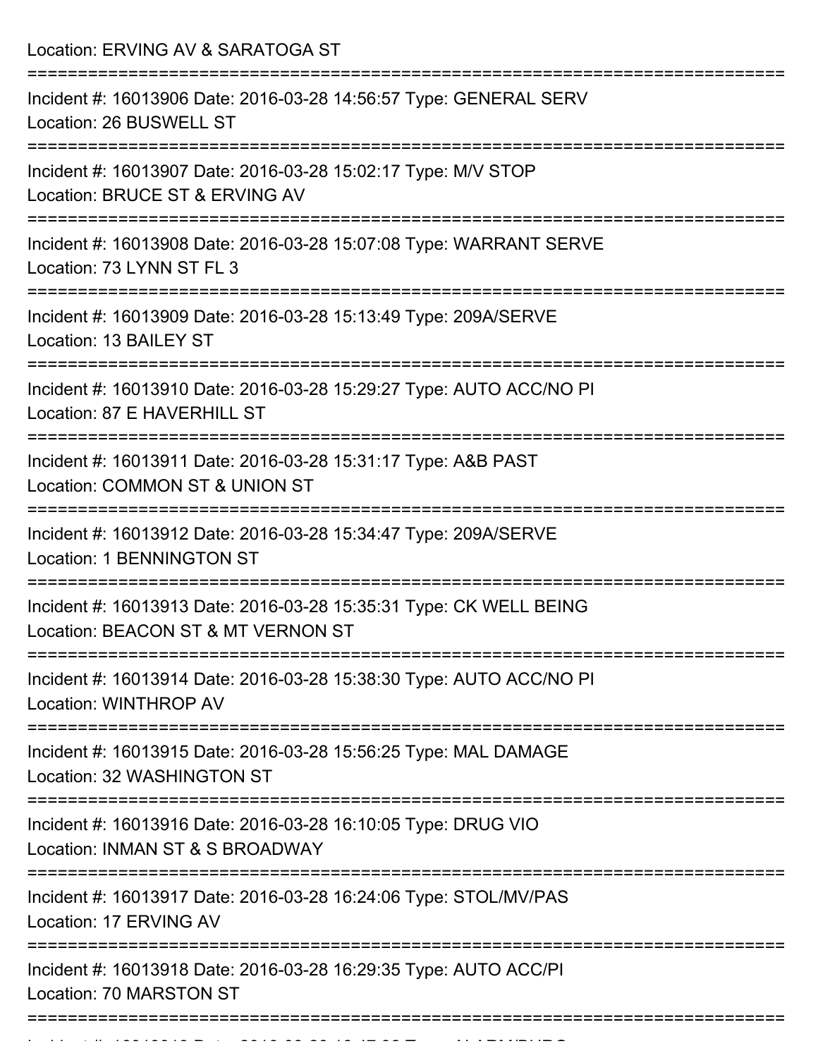Location: ERVING AV & SARATOGA ST

===========================================================================

Incident #: 16013906 Date: 2016-03-28 14:56:57 Type: GENERAL SERV
Location: 26 BUSWELL ST

===========================================================================

Incident #: 16013907 Date: 2016-03-28 15:02:17 Type: M/V STOP
Location: BRUCE ST & ERVING AV

===========================================================================

Incident #: 16013908 Date: 2016-03-28 15:07:08 Type: WARRANT SERVE
Location: 73 LYNN ST FL 3

===========================================================================

Incident #: 16013909 Date: 2016-03-28 15:13:49 Type: 209A/SERVE
Location: 13 BAILEY ST

===========================================================================

Incident #: 16013910 Date: 2016-03-28 15:29:27 Type: AUTO ACC/NO PI
Location: 87 E HAVERHILL ST

===========================================================================

Incident #: 16013911 Date: 2016-03-28 15:31:17 Type: A&B PAST
Location: COMMON ST & UNION ST

===========================================================================

Incident #: 16013912 Date: 2016-03-28 15:34:47 Type: 209A/SERVE
Location: 1 BENNINGTON ST

===========================================================================

Incident #: 16013913 Date: 2016-03-28 15:35:31 Type: CK WELL BEING
Location: BEACON ST & MT VERNON ST

===========================================================================

Incident #: 16013914 Date: 2016-03-28 15:38:30 Type: AUTO ACC/NO PI
Location: WINTHROP AV

===========================================================================

Incident #: 16013915 Date: 2016-03-28 15:56:25 Type: MAL DAMAGE
Location: 32 WASHINGTON ST

===========================================================================

Incident #: 16013916 Date: 2016-03-28 16:10:05 Type: DRUG VIO
Location: INMAN ST & S BROADWAY

===========================================================================

Incident #: 16013917 Date: 2016-03-28 16:24:06 Type: STOL/MV/PAS
Location: 17 ERVING AV

===========================================================================

Incident #: 16013918 Date: 2016-03-28 16:29:35 Type: AUTO ACC/PI
Location: 70 MARSTON ST

===========================================================================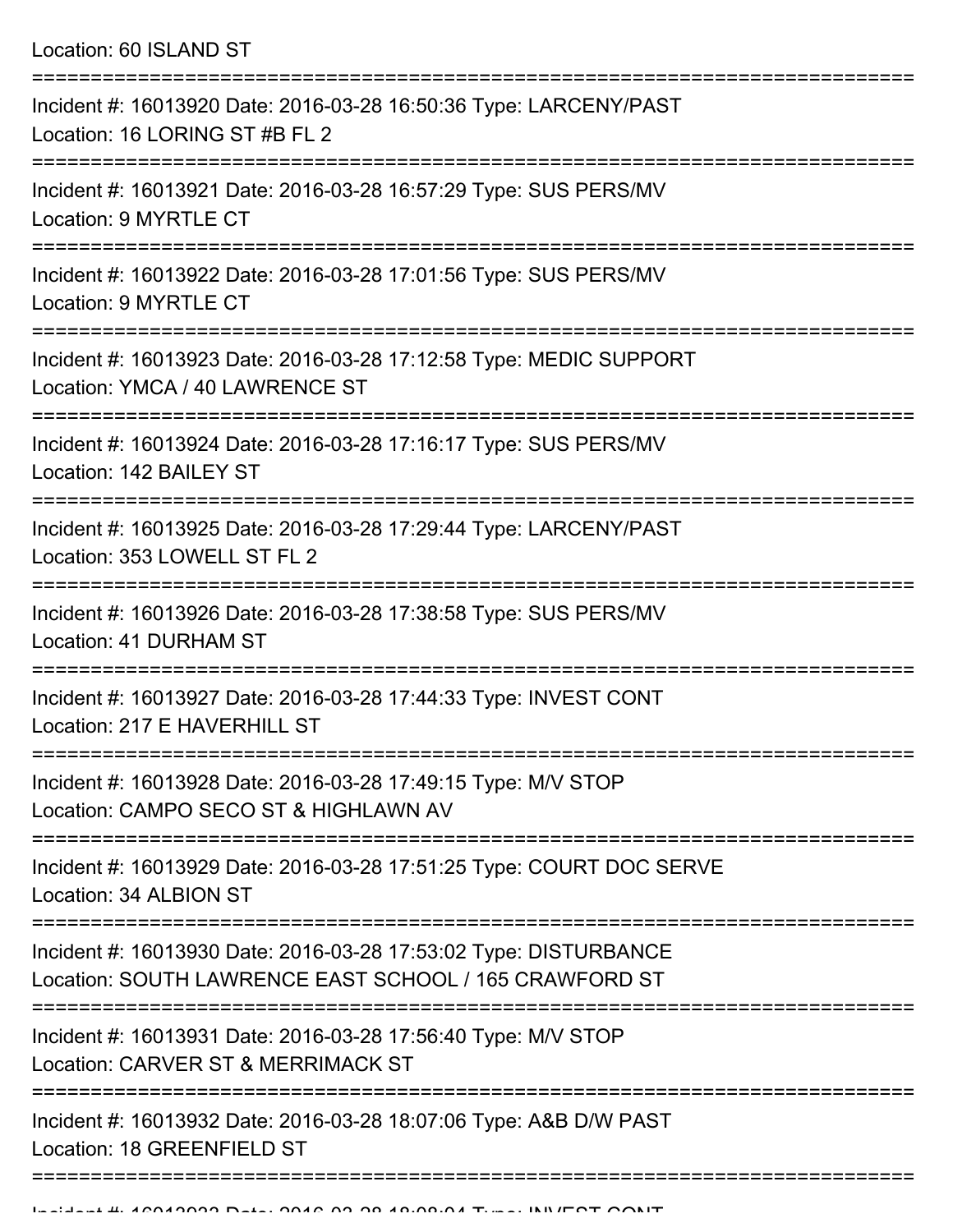Location: 60 ISLAND ST

===========================================================================

Incident #: 16013920 Date: 2016-03-28 16:50:36 Type: LARCENY/PAST
Location: 16 LORING ST #B FL 2

===========================================================================

Incident #: 16013921 Date: 2016-03-28 16:57:29 Type: SUS PERS/MV
Location: 9 MYRTLE CT

===========================================================================

Incident #: 16013922 Date: 2016-03-28 17:01:56 Type: SUS PERS/MV
Location: 9 MYRTLE CT

===========================================================================

Incident #: 16013923 Date: 2016-03-28 17:12:58 Type: MEDIC SUPPORT
Location: YMCA / 40 LAWRENCE ST

===========================================================================

Incident #: 16013924 Date: 2016-03-28 17:16:17 Type: SUS PERS/MV
Location: 142 BAILEY ST

===========================================================================

Incident #: 16013925 Date: 2016-03-28 17:29:44 Type: LARCENY/PAST
Location: 353 LOWELL ST FL 2

===========================================================================

Incident #: 16013926 Date: 2016-03-28 17:38:58 Type: SUS PERS/MV
Location: 41 DURHAM ST

===========================================================================

Incident #: 16013927 Date: 2016-03-28 17:44:33 Type: INVEST CONT
Location: 217 E HAVERHILL ST

===========================================================================

Incident #: 16013928 Date: 2016-03-28 17:49:15 Type: M/V STOP
Location: CAMPO SECO ST & HIGHLAWN AV

===========================================================================

Incident #: 16013929 Date: 2016-03-28 17:51:25 Type: COURT DOC SERVE
Location: 34 ALBION ST

===========================================================================

Incident #: 16013930 Date: 2016-03-28 17:53:02 Type: DISTURBANCE
Location: SOUTH LAWRENCE EAST SCHOOL / 165 CRAWFORD ST

===========================================================================

Incident #: 16013931 Date: 2016-03-28 17:56:40 Type: M/V STOP
Location: CARVER ST & MERRIMACK ST

===========================================================================

Incident #: 16013932 Date: 2016-03-28 18:07:06 Type: A&B D/W PAST
Location: 18 GREENFIELD ST

===========================================================================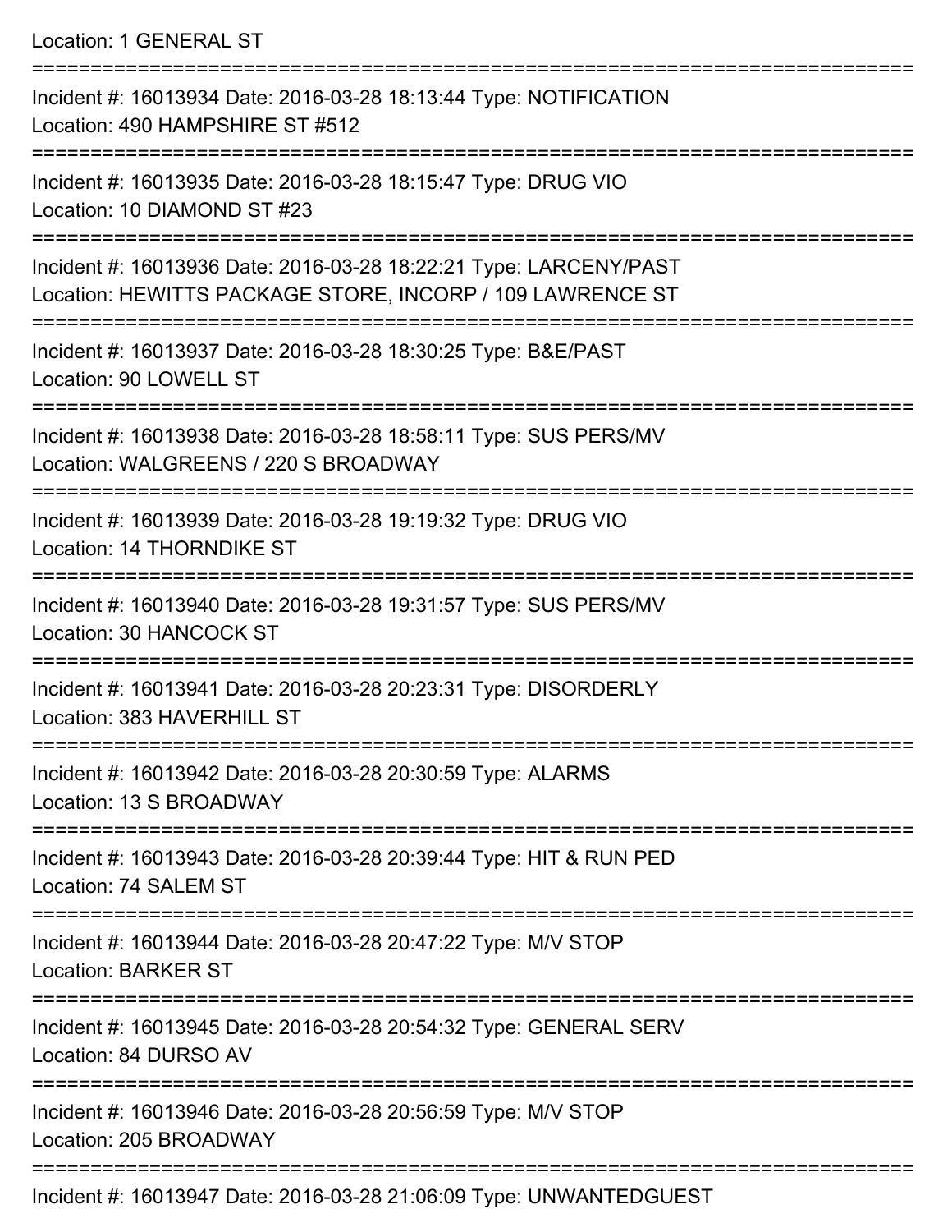Location: 1 GENERAL ST

===========================================================================

Incident #: 16013934 Date: 2016-03-28 18:13:44 Type: NOTIFICATION
Location: 490 HAMPSHIRE ST #512

===========================================================================

Incident #: 16013935 Date: 2016-03-28 18:15:47 Type: DRUG VIO
Location: 10 DIAMOND ST #23

===========================================================================

Incident #: 16013936 Date: 2016-03-28 18:22:21 Type: LARCENY/PAST
Location: HEWITTS PACKAGE STORE, INCORP / 109 LAWRENCE ST

===========================================================================

Incident #: 16013937 Date: 2016-03-28 18:30:25 Type: B&E/PAST
Location: 90 LOWELL ST

===========================================================================

Incident #: 16013938 Date: 2016-03-28 18:58:11 Type: SUS PERS/MV
Location: WALGREENS / 220 S BROADWAY

===========================================================================

Incident #: 16013939 Date: 2016-03-28 19:19:32 Type: DRUG VIO
Location: 14 THORNDIKE ST

===========================================================================

Incident #: 16013940 Date: 2016-03-28 19:31:57 Type: SUS PERS/MV
Location: 30 HANCOCK ST

===========================================================================

Incident #: 16013941 Date: 2016-03-28 20:23:31 Type: DISORDERLY
Location: 383 HAVERHILL ST

===========================================================================

Incident #: 16013942 Date: 2016-03-28 20:30:59 Type: ALARMS
Location: 13 S BROADWAY

===========================================================================

Incident #: 16013943 Date: 2016-03-28 20:39:44 Type: HIT & RUN PED
Location: 74 SALEM ST

===========================================================================

Incident #: 16013944 Date: 2016-03-28 20:47:22 Type: M/V STOP
Location: BARKER ST

===========================================================================

Incident #: 16013945 Date: 2016-03-28 20:54:32 Type: GENERAL SERV
Location: 84 DURSO AV

===========================================================================

Incident #: 16013946 Date: 2016-03-28 20:56:59 Type: M/V STOP
Location: 205 BROADWAY

===========================================================================

Incident #: 16013947 Date: 2016-03-28 21:06:09 Type: UNWANTEDGUEST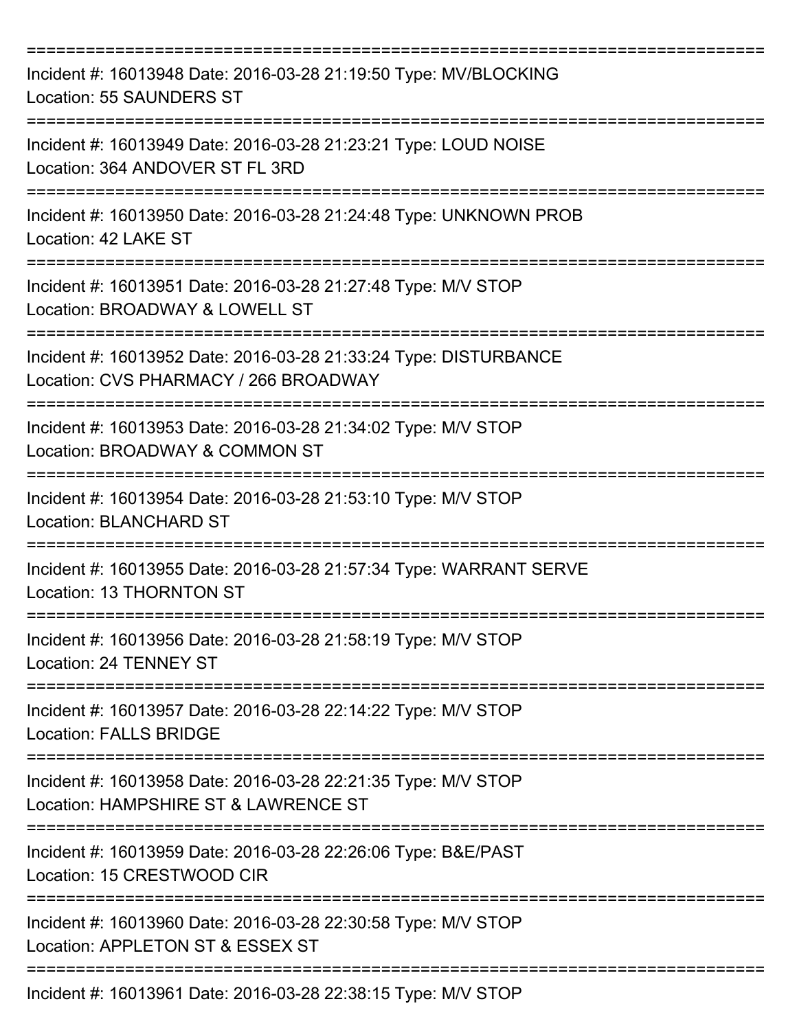===========================================================================

Incident #: 16013948 Date: 2016-03-28 21:19:50 Type: MV/BLOCKING
Location: 55 SAUNDERS ST

===========================================================================

Incident #: 16013949 Date: 2016-03-28 21:23:21 Type: LOUD NOISE
Location: 364 ANDOVER ST FL 3RD

===========================================================================

Incident #: 16013950 Date: 2016-03-28 21:24:48 Type: UNKNOWN PROB
Location: 42 LAKE ST

===========================================================================

Incident #: 16013951 Date: 2016-03-28 21:27:48 Type: M/V STOP
Location: BROADWAY & LOWELL ST

===========================================================================

Incident #: 16013952 Date: 2016-03-28 21:33:24 Type: DISTURBANCE
Location: CVS PHARMACY / 266 BROADWAY

===========================================================================

Incident #: 16013953 Date: 2016-03-28 21:34:02 Type: M/V STOP
Location: BROADWAY & COMMON ST

===========================================================================

Incident #: 16013954 Date: 2016-03-28 21:53:10 Type: M/V STOP
Location: BLANCHARD ST

===========================================================================

Incident #: 16013955 Date: 2016-03-28 21:57:34 Type: WARRANT SERVE
Location: 13 THORNTON ST

===========================================================================

Incident #: 16013956 Date: 2016-03-28 21:58:19 Type: M/V STOP
Location: 24 TENNEY ST

===========================================================================

Incident #: 16013957 Date: 2016-03-28 22:14:22 Type: M/V STOP
Location: FALLS BRIDGE

===========================================================================

Incident #: 16013958 Date: 2016-03-28 22:21:35 Type: M/V STOP
Location: HAMPSHIRE ST & LAWRENCE ST

===========================================================================

Incident #: 16013959 Date: 2016-03-28 22:26:06 Type: B&E/PAST
Location: 15 CRESTWOOD CIR

===========================================================================

Incident #: 16013960 Date: 2016-03-28 22:30:58 Type: M/V STOP
Location: APPLETON ST & ESSEX ST

===========================================================================

Incident #: 16013961 Date: 2016-03-28 22:38:15 Type: M/V STOP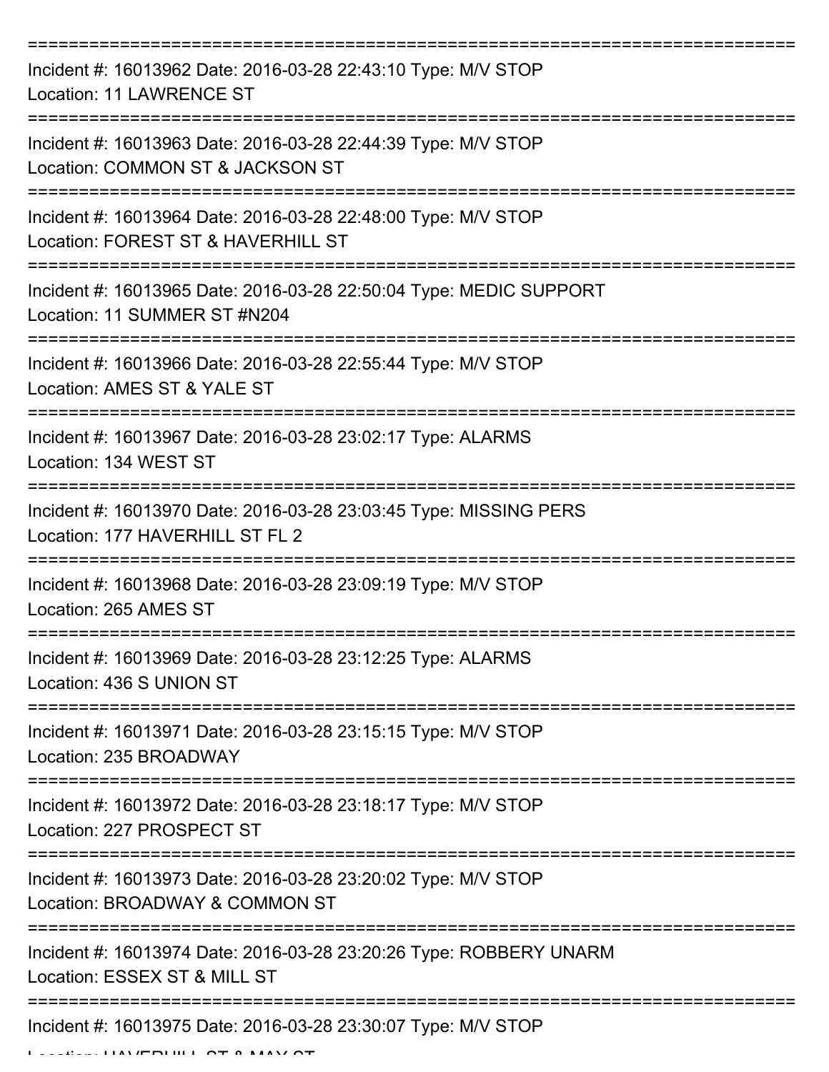===========================================================================

Incident #: 16013962 Date: 2016-03-28 22:43:10 Type: M/V STOP
Location: 11 LAWRENCE ST

===========================================================================

Incident #: 16013963 Date: 2016-03-28 22:44:39 Type: M/V STOP
Location: COMMON ST & JACKSON ST

===========================================================================

Incident #: 16013964 Date: 2016-03-28 22:48:00 Type: M/V STOP
Location: FOREST ST & HAVERHILL ST

===========================================================================

Incident #: 16013965 Date: 2016-03-28 22:50:04 Type: MEDIC SUPPORT
Location: 11 SUMMER ST #N204

===========================================================================

Incident #: 16013966 Date: 2016-03-28 22:55:44 Type: M/V STOP
Location: AMES ST & YALE ST

===========================================================================

Incident #: 16013967 Date: 2016-03-28 23:02:17 Type: ALARMS
Location: 134 WEST ST

===========================================================================

Incident #: 16013970 Date: 2016-03-28 23:03:45 Type: MISSING PERS
Location: 177 HAVERHILL ST FL 2

===========================================================================

Incident #: 16013968 Date: 2016-03-28 23:09:19 Type: M/V STOP
Location: 265 AMES ST

===========================================================================

Incident #: 16013969 Date: 2016-03-28 23:12:25 Type: ALARMS
Location: 436 S UNION ST

===========================================================================

Incident #: 16013971 Date: 2016-03-28 23:15:15 Type: M/V STOP
Location: 235 BROADWAY

===========================================================================

Incident #: 16013972 Date: 2016-03-28 23:18:17 Type: M/V STOP
Location: 227 PROSPECT ST

===========================================================================

Incident #: 16013973 Date: 2016-03-28 23:20:02 Type: M/V STOP
Location: BROADWAY & COMMON ST

===========================================================================

Incident #: 16013974 Date: 2016-03-28 23:20:26 Type: ROBBERY UNARM
Location: ESSEX ST & MILL ST

===========================================================================

Incident #: 16013975 Date: 2016-03-28 23:30:07 Type: M/V STOP
Location: HAVERHILL ST & MAY ST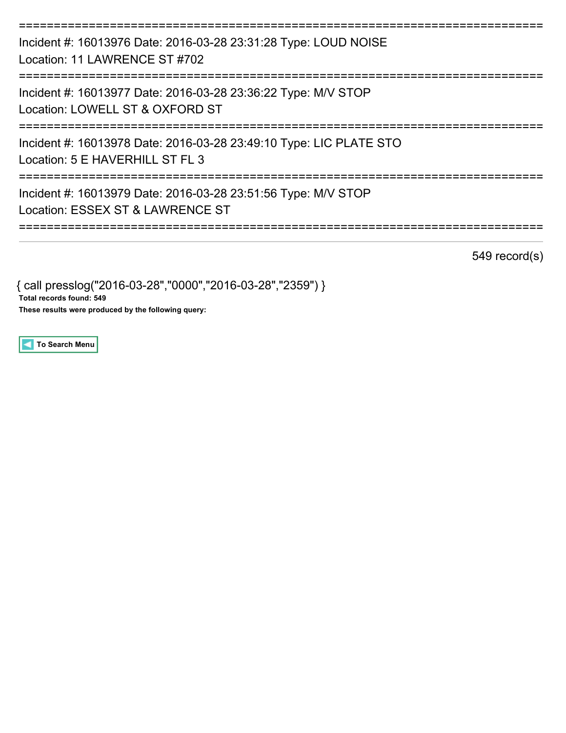===========================================================================

Incident #: 16013976 Date: 2016-03-28 23:31:28 Type: LOUD NOISE
Location: 11 LAWRENCE ST #702

===========================================================================

Incident #: 16013977 Date: 2016-03-28 23:36:22 Type: M/V STOP
Location: LOWELL ST & OXFORD ST

===========================================================================

Incident #: 16013978 Date: 2016-03-28 23:49:10 Type: LIC PLATE STO
Location: 5 E HAVERHILL ST FL 3

===========================================================================

Incident #: 16013979 Date: 2016-03-28 23:51:56 Type: M/V STOP
Location: ESSEX ST & LAWRENCE ST

===========================================================================

549 record(s)

{ call presslog("2016-03-28","0000","2016-03-28","2359") }

**Total records found: 549**

**These results were produced by the following query:**

**To Search Menu**